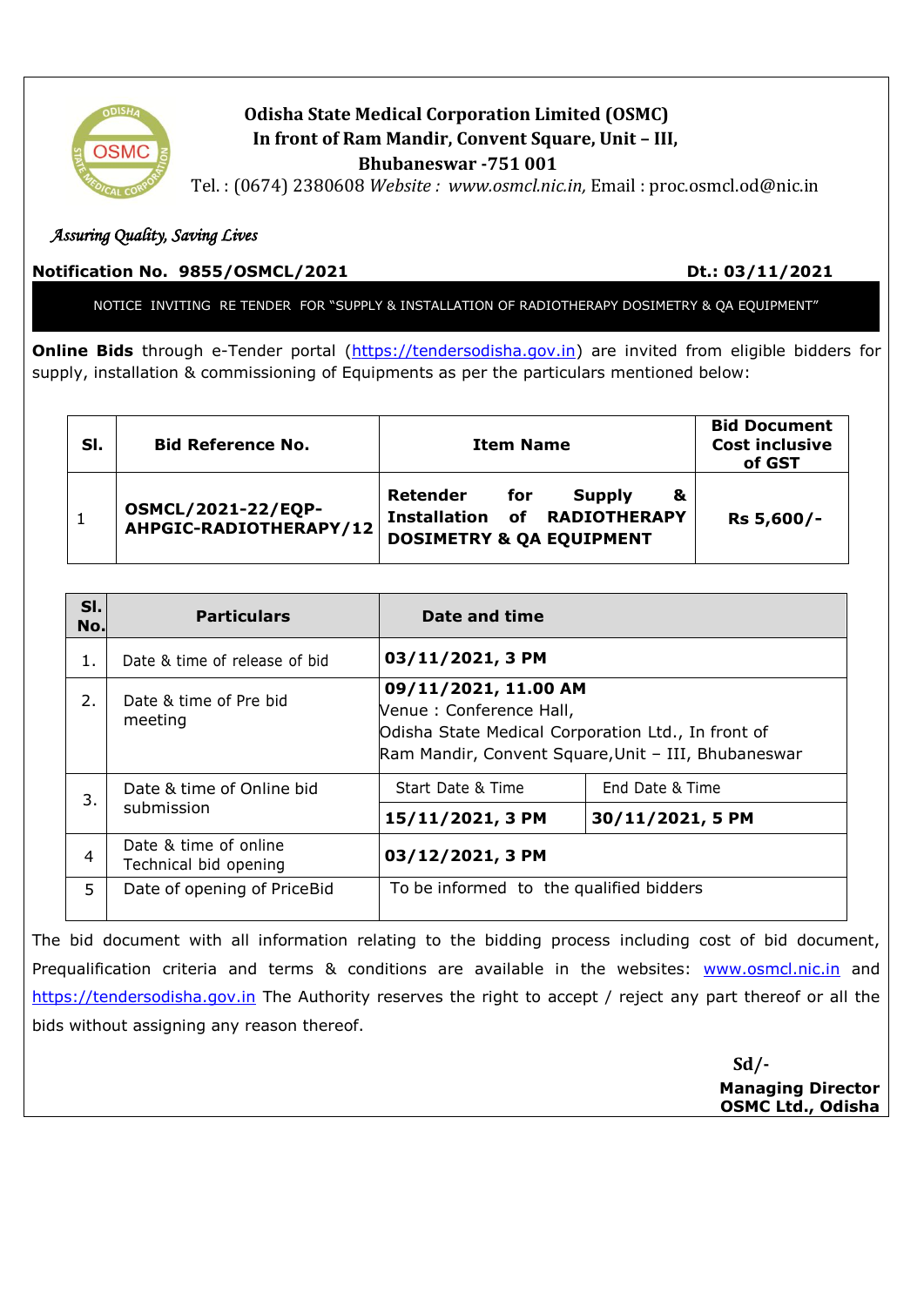# Odisha State Medical Corporation Limited (OSMC)

**In front of Ram Mandir, Convent Square, Unit – III,**

**Bhubaneswar -751 001**

Tel. : (0674) 2380608 *Website : www.osmcl.nic.in,* Email : proc.osmcl.od@nic.in

*Assuring Quality, Saving Lives*

**Notification No. 9855/OSMCL/2021** **Dt.: 03/11/2021**

## NOTICE INVITING RE TENDER FOR "SUPPLY & INSTALLATION OF RADIOTHERAPY DOSIMETRY & QA EQUIPMENT"

**Online Bids** through e-Tender portal (https://tendersodisha.gov.in) are invited from eligible bidders for supply, installation & commissioning of Equipments as per the particulars mentioned below:

| Sl. | Bid Reference No. | Item Name | Bid Document Cost inclusive of GST |
|---|---|---|---|
| 1 | **OSMCL/2021-22/EQP-AHPGIC-RADIOTHERAPY/12** | **Retender for Supply & Installation of RADIOTHERAPY DOSIMETRY & QA EQUIPMENT** | **Rs 5,600/-** |

| Sl. No. | Particulars | Date and time | |
|---|---|---|---|
| 1. | Date & time of release of bid | **03/11/2021, 3 PM** | |
| 2. | Date & time of Pre bid meeting | **09/11/2021, 11.00 AM**<br>Venue : Conference Hall,<br>Odisha State Medical Corporation Ltd., In front of Ram Mandir, Convent Square,Unit – III, Bhubaneswar | |
| 3. | Date & time of Online bid submission | Start Date & Time | End Date & Time |
| | | **15/11/2021, 3 PM** | **30/11/2021, 5 PM** |
| 4 | Date & time of online Technical bid opening | **03/12/2021, 3 PM** | |
| 5 | Date of opening of PriceBid | To be informed to the qualified bidders | |

The bid document with all information relating to the bidding process including cost of bid document, Prequalification criteria and terms & conditions are available in the websites: www.osmcl.nic.in and https://tendersodisha.gov.in The Authority reserves the right to accept / reject any part thereof or all the bids without assigning any reason thereof.

**Sd/-**

**Managing Director**
**OSMC Ltd., Odisha**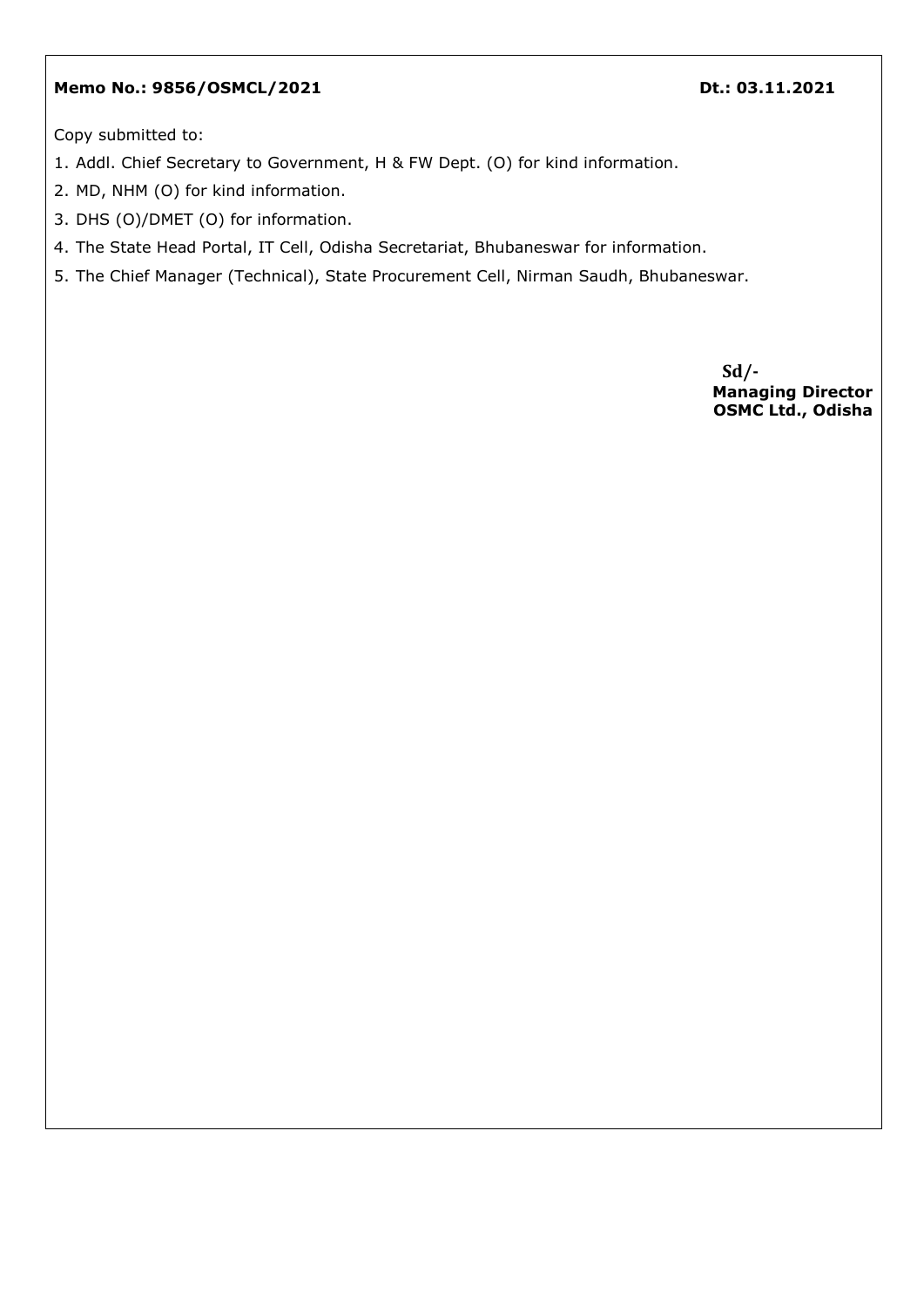**Memo No.: 9856/OSMCL/2021** **Dt.: 03.11.2021**

Copy submitted to:

1. Addl. Chief Secretary to Government, H & FW Dept. (O) for kind information.
2. MD, NHM (O) for kind information.
3. DHS (O)/DMET (O) for information.
4. The State Head Portal, IT Cell, Odisha Secretariat, Bhubaneswar for information.
5. The Chief Manager (Technical), State Procurement Cell, Nirman Saudh, Bhubaneswar.

**Sd/-**
**Managing Director**
**OSMC Ltd., Odisha**